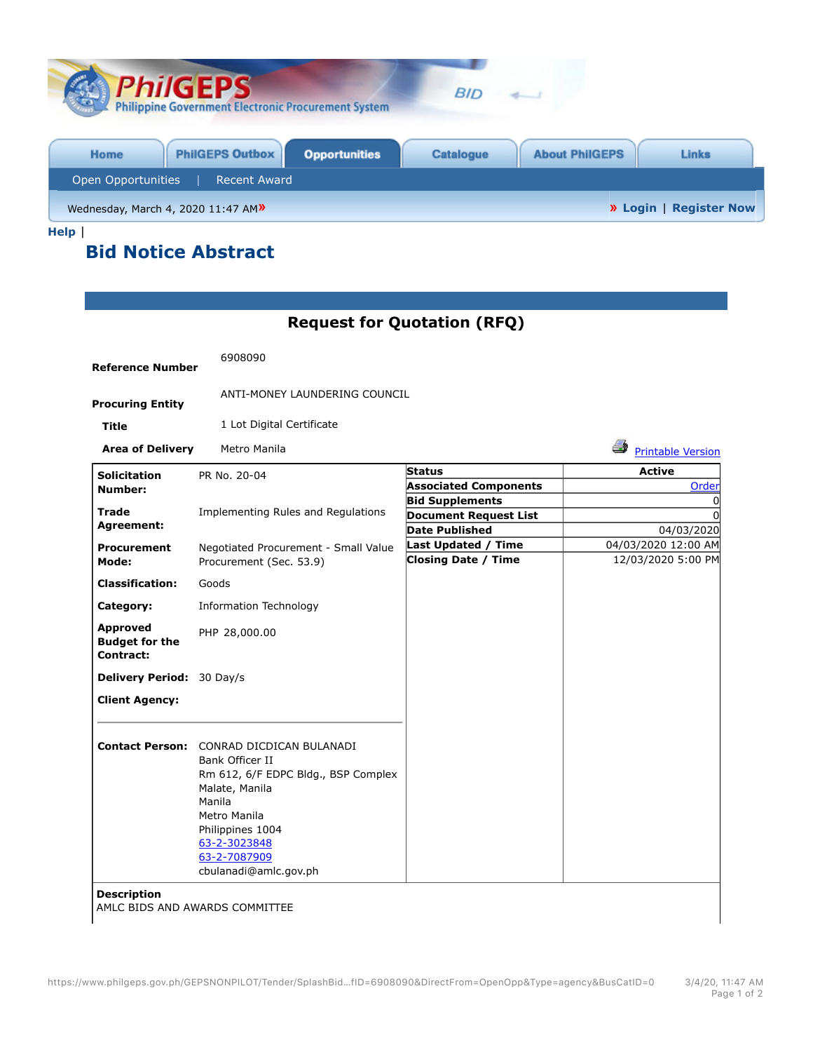PhilGEPS
Philippine Government Electronic Procurement System

Home | PhilGEPS Outbox | Opportunities | Catalogue | About PhilGEPS | Links

Open Opportunities | Recent Award

Wednesday, March 4, 2020 11:47 AM » | » Login | Register Now

Help |

# Bid Notice Abstract

## Request for Quotation (RFQ)

**Reference Number** 6908090

**Procuring Entity** ANTI-MONEY LAUNDERING COUNCIL

**Title** 1 Lot Digital Certificate

**Area of Delivery** Metro Manila

Printable Version

| | |
|---|---|
| **Solicitation Number:** | PR No. 20-04 |
| **Trade Agreement:** | Implementing Rules and Regulations |
| **Procurement Mode:** | Negotiated Procurement - Small Value Procurement (Sec. 53.9) |
| **Classification:** | Goods |
| **Category:** | Information Technology |
| **Approved Budget for the Contract:** | PHP 28,000.00 |
| **Delivery Period:** | 30 Day/s |
| **Client Agency:** | |
| **Contact Person:** | CONRAD DICDICAN BULANADI<br>Bank Officer II<br>Rm 612, 6/F EDPC Bldg., BSP Complex<br>Malate, Manila<br>Manila<br>Metro Manila<br>Philippines 1004<br>63-2-3023848<br>63-2-7087909<br>cbulanadi@amlc.gov.ph |

| **Status** | **Active** |
|---|---|
| **Associated Components** | Order |
| **Bid Supplements** | 0 |
| **Document Request List** | 0 |
| **Date Published** | 04/03/2020 |
| **Last Updated / Time** | 04/03/2020 12:00 AM |
| **Closing Date / Time** | 12/03/2020 5:00 PM |

**Description**
AMLC BIDS AND AWARDS COMMITTEE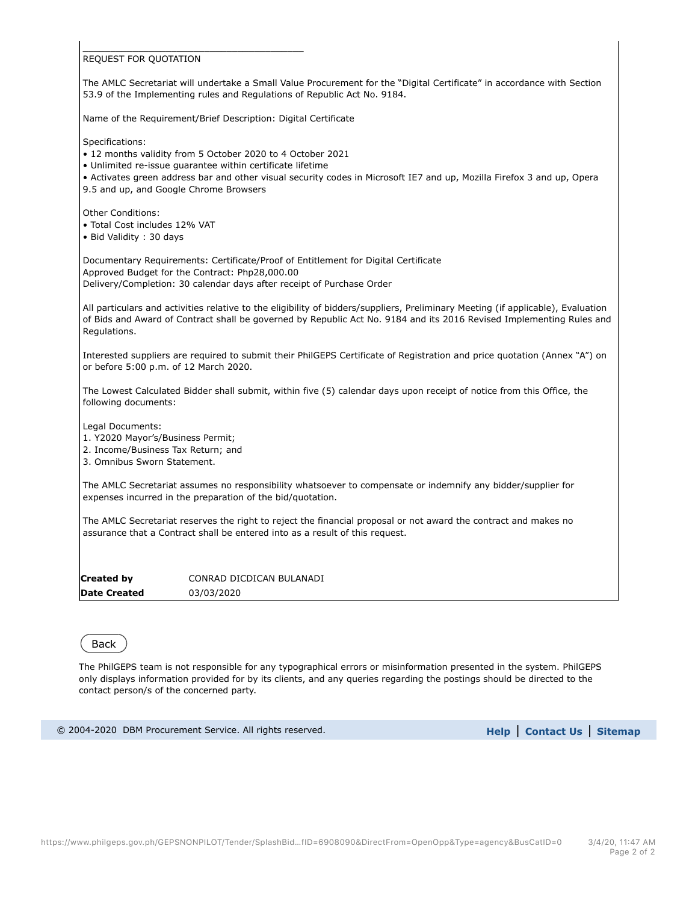REQUEST FOR QUOTATION

The AMLC Secretariat will undertake a Small Value Procurement for the "Digital Certificate" in accordance with Section 53.9 of the Implementing rules and Regulations of Republic Act No. 9184.

Name of the Requirement/Brief Description: Digital Certificate

Specifications:
- 12 months validity from 5 October 2020 to 4 October 2021
- Unlimited re-issue guarantee within certificate lifetime
- Activates green address bar and other visual security codes in Microsoft IE7 and up, Mozilla Firefox 3 and up, Opera 9.5 and up, and Google Chrome Browsers

Other Conditions:
- Total Cost includes 12% VAT
- Bid Validity : 30 days

Documentary Requirements: Certificate/Proof of Entitlement for Digital Certificate
Approved Budget for the Contract: Php28,000.00
Delivery/Completion: 30 calendar days after receipt of Purchase Order

All particulars and activities relative to the eligibility of bidders/suppliers, Preliminary Meeting (if applicable), Evaluation of Bids and Award of Contract shall be governed by Republic Act No. 9184 and its 2016 Revised Implementing Rules and Regulations.

Interested suppliers are required to submit their PhilGEPS Certificate of Registration and price quotation (Annex "A") on or before 5:00 p.m. of 12 March 2020.

The Lowest Calculated Bidder shall submit, within five (5) calendar days upon receipt of notice from this Office, the following documents:

Legal Documents:
1. Y2020 Mayor's/Business Permit;
2. Income/Business Tax Return; and
3. Omnibus Sworn Statement.

The AMLC Secretariat assumes no responsibility whatsoever to compensate or indemnify any bidder/supplier for expenses incurred in the preparation of the bid/quotation.

The AMLC Secretariat reserves the right to reject the financial proposal or not award the contract and makes no assurance that a Contract shall be entered into as a result of this request.

| | |
|---|---|
| **Created by** | CONRAD DICDICAN BULANADI |
| **Date Created** | 03/03/2020 |

Back

The PhilGEPS team is not responsible for any typographical errors or misinformation presented in the system. PhilGEPS only displays information provided for by its clients, and any queries regarding the postings should be directed to the contact person/s of the concerned party.

© 2004-2020 DBM Procurement Service. All rights reserved. **Help** | **Contact Us** | **Sitemap**